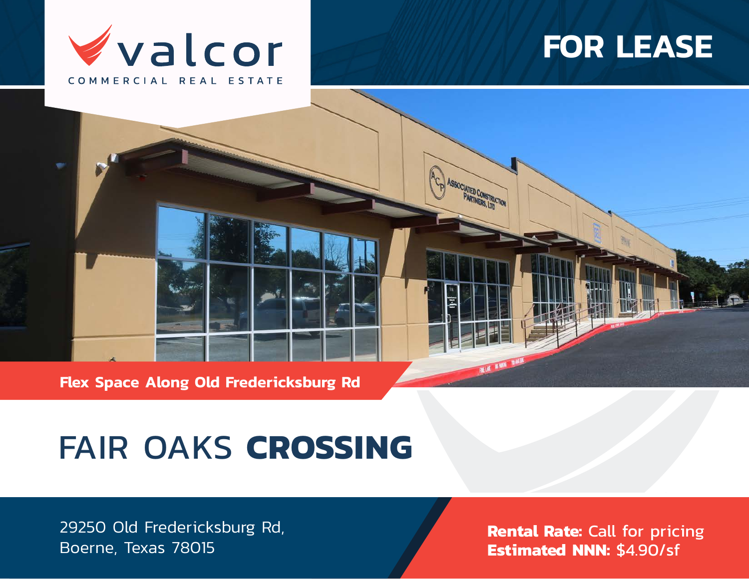valcor

COMMERCIAL REAL ESTATE

# FOR LEASE

**Flex Space Along Old Fredericksburg Rd**

# FAIR OAKS **CROSSING**

29250 Old Fredericksburg Rd,
Boerne, Texas 78015

**Rental Rate:** Call for pricing
**Estimated NNN:** $4.90/sf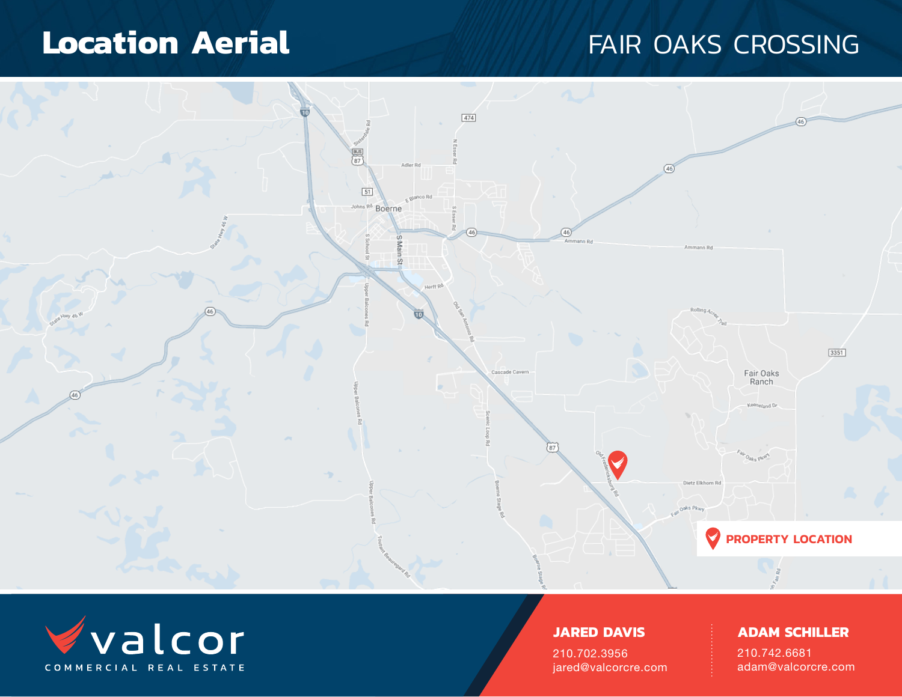# Location Aerial

## FAIR OAKS CROSSING

PROPERTY LOCATION

**JARED DAVIS**
210.702.3956
jared@valcorcre.com

**ADAM SCHILLER**
210.742.6681
adam@valcorcre.com

valcor
COMMERCIAL REAL ESTATE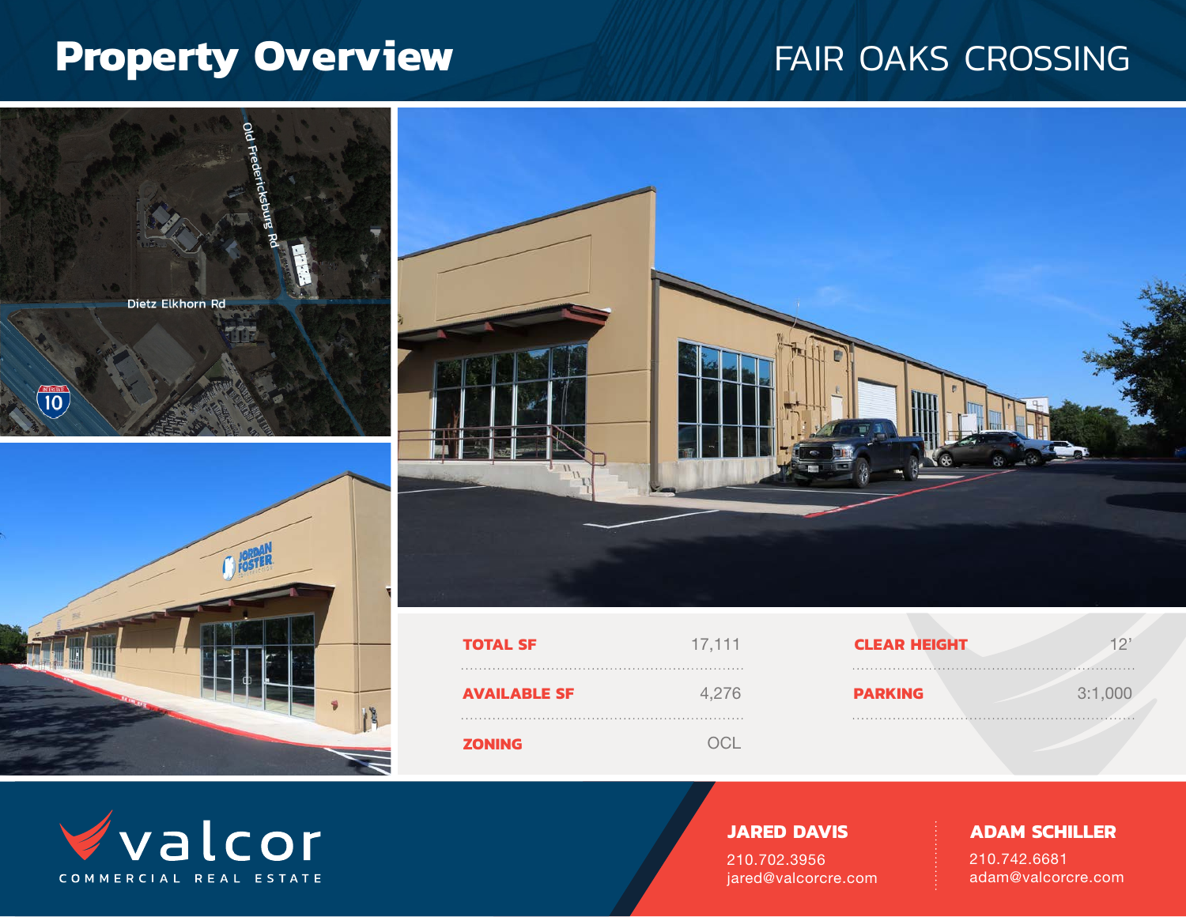# Property Overview

## FAIR OAKS CROSSING

| | | | |
|---|---|---|---|
| **TOTAL SF** | 17,111 | **CLEAR HEIGHT** | 12' |
| **AVAILABLE SF** | 4,276 | **PARKING** | 3:1,000 |
| **ZONING** | OCL | | |

valcor COMMERCIAL REAL ESTATE

**JARED DAVIS**
210.702.3956
jared@valcorcre.com

**ADAM SCHILLER**
210.742.6681
adam@valcorcre.com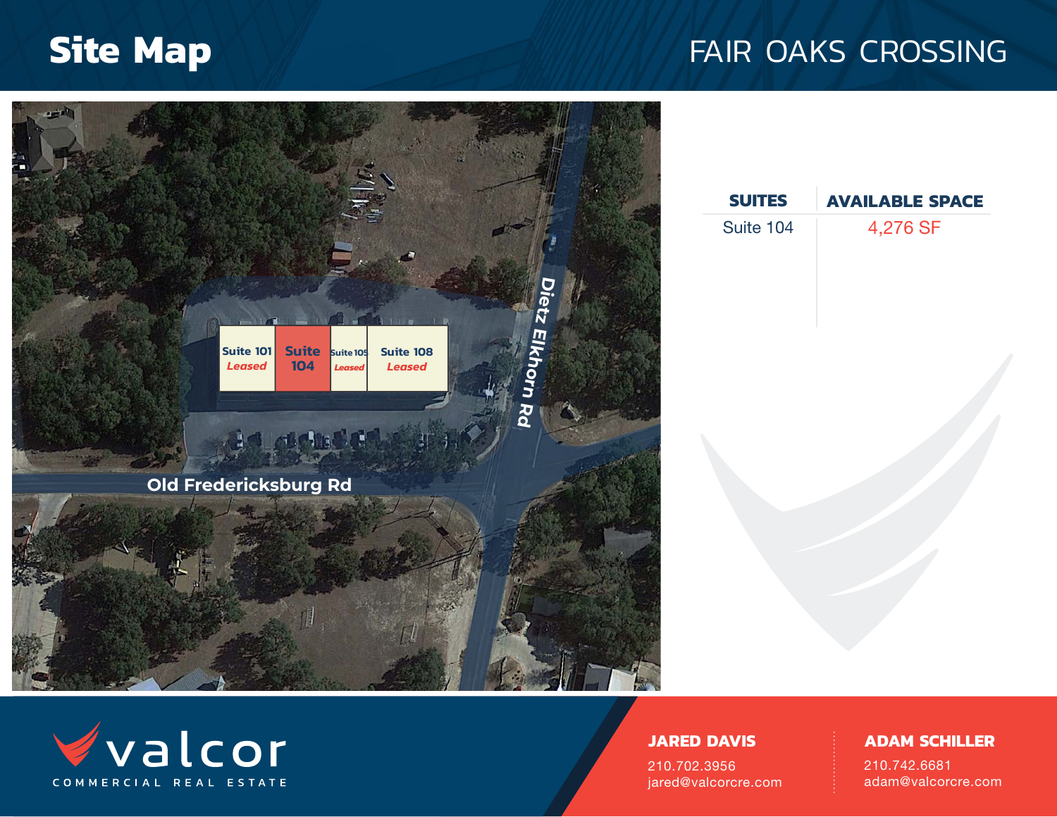# Site Map

## FAIR OAKS CROSSING

Suite 101 *Leased* | Suite 104 | Suite 105 *Leased* | Suite 108 *Leased*

Dietz Elkhorn Rd

Old Fredericksburg Rd

| SUITES | AVAILABLE SPACE |
| --- | --- |
| Suite 104 | 4,276 SF |

valcor
COMMERCIAL REAL ESTATE

**JARED DAVIS**
210.702.3956
jared@valcorcre.com

**ADAM SCHILLER**
210.742.6681
adam@valcorcre.com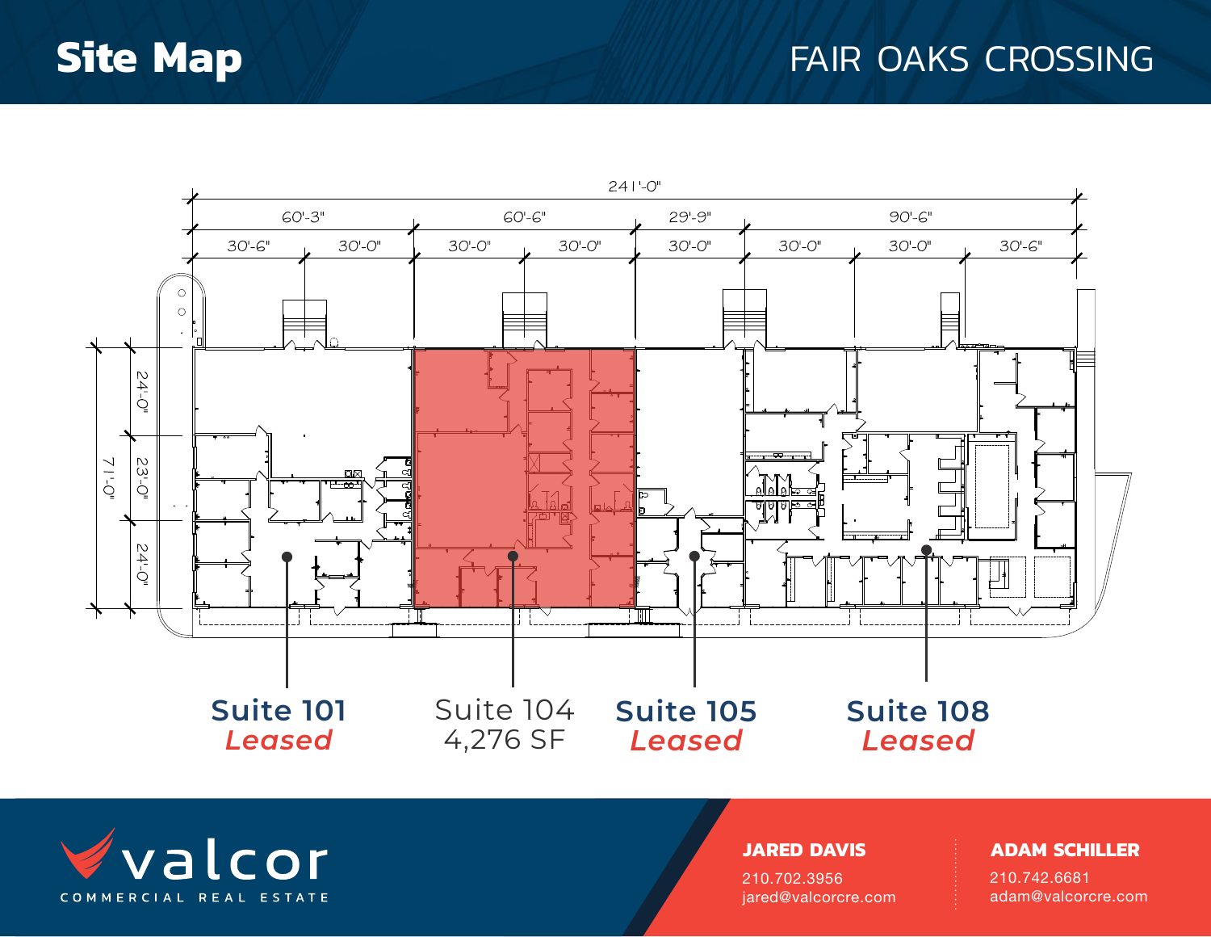# Site Map

## FAIR OAKS CROSSING

241'-0"

| 60'-3" | | 60'-6" | | 29'-9" | 90'-6" | | |
|---|---|---|---|---|---|---|---|
| 30'-6" | 30'-0" | 30'-0" | 30'-0" | 30'-0" | 30'-0" | 30'-0" | 30'-6" |

71'-0" (24'-0" / 23'-0" / 24'-0")

**Suite 101**
***Leased***

Suite 104
4,276 SF

**Suite 105**
***Leased***

**Suite 108**
***Leased***

valcor
COMMERCIAL REAL ESTATE

**JARED DAVIS**
210.702.3956
jared@valcorcre.com

**ADAM SCHILLER**
210.742.6681
adam@valcorcre.com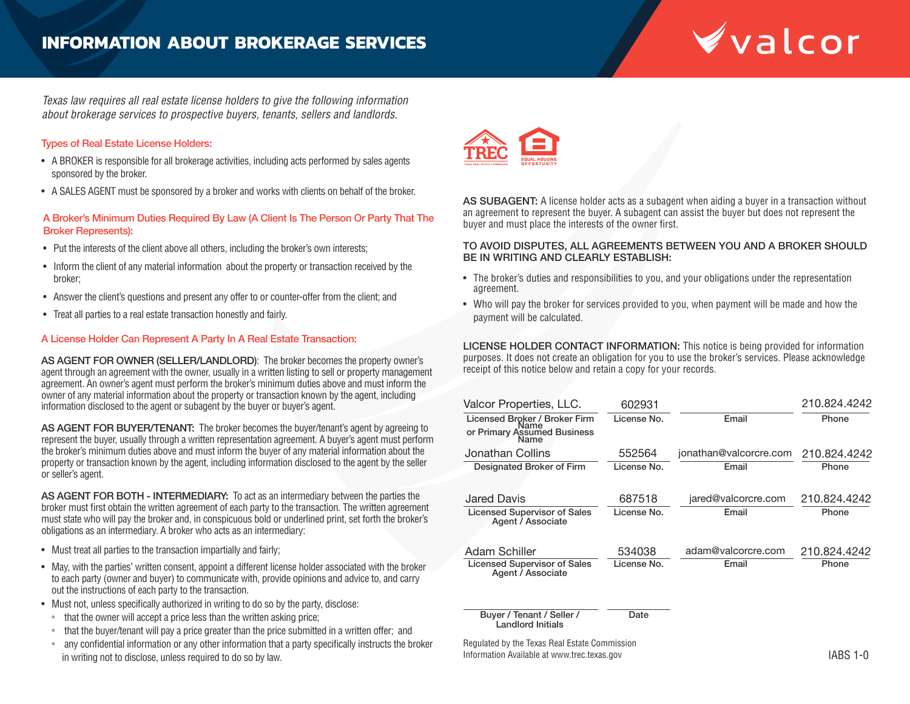# INFORMATION ABOUT BROKERAGE SERVICES

*Texas law requires all real estate license holders to give the following information about brokerage services to prospective buyers, tenants, sellers and landlords.*

### Types of Real Estate License Holders:

- A BROKER is responsible for all brokerage activities, including acts performed by sales agents sponsored by the broker.
- A SALES AGENT must be sponsored by a broker and works with clients on behalf of the broker.

### A Broker's Minimum Duties Required By Law (A Client Is The Person Or Party That The Broker Represents):

- Put the interests of the client above all others, including the broker's own interests;
- Inform the client of any material information about the property or transaction received by the broker;
- Answer the client's questions and present any offer to or counter-offer from the client; and
- Treat all parties to a real estate transaction honestly and fairly.

### A License Holder Can Represent A Party In A Real Estate Transaction:

**AS AGENT FOR OWNER (SELLER/LANDLORD)**: The broker becomes the property owner's agent through an agreement with the owner, usually in a written listing to sell or property management agreement. An owner's agent must perform the broker's minimum duties above and must inform the owner of any material information about the property or transaction known by the agent, including information disclosed to the agent or subagent by the buyer or buyer's agent.

**AS AGENT FOR BUYER/TENANT:** The broker becomes the buyer/tenant's agent by agreeing to represent the buyer, usually through a written representation agreement. A buyer's agent must perform the broker's minimum duties above and must inform the buyer of any material information about the property or transaction known by the agent, including information disclosed to the agent by the seller or seller's agent.

**AS AGENT FOR BOTH - INTERMEDIARY:** To act as an intermediary between the parties the broker must first obtain the written agreement of each party to the transaction. The written agreement must state who will pay the broker and, in conspicuous bold or underlined print, set forth the broker's obligations as an intermediary. A broker who acts as an intermediary:

- Must treat all parties to the transaction impartially and fairly;
- May, with the parties' written consent, appoint a different license holder associated with the broker to each party (owner and buyer) to communicate with, provide opinions and advice to, and carry out the instructions of each party to the transaction.
- Must not, unless specifically authorized in writing to do so by the party, disclose:
  - that the owner will accept a price less than the written asking price;
  - that the buyer/tenant will pay a price greater than the price submitted in a written offer; and
  - any confidential information or any other information that a party specifically instructs the broker in writing not to disclose, unless required to do so by law.

**AS SUBAGENT:** A license holder acts as a subagent when aiding a buyer in a transaction without an agreement to represent the buyer. A subagent can assist the buyer but does not represent the buyer and must place the interests of the owner first.

**TO AVOID DISPUTES, ALL AGREEMENTS BETWEEN YOU AND A BROKER SHOULD BE IN WRITING AND CLEARLY ESTABLISH:**

- The broker's duties and responsibilities to you, and your obligations under the representation agreement.
- Who will pay the broker for services provided to you, when payment will be made and how the payment will be calculated.

**LICENSE HOLDER CONTACT INFORMATION:** This notice is being provided for information purposes. It does not create an obligation for you to use the broker's services. Please acknowledge receipt of this notice below and retain a copy for your records.

| Name | License No. | Email | Phone |
|---|---|---|---|
| Valcor Properties, LLC. (Licensed Broker / Broker Firm Name or Primary Assumed Business Name) | 602931 | | 210.824.4242 |
| Jonathan Collins (Designated Broker of Firm) | 552564 | jonathan@valcorcre.com | 210.824.4242 |
| Jared Davis (Licensed Supervisor of Sales Agent / Associate) | 687518 | jared@valcorcre.com | 210.824.4242 |
| Adam Schiller (Licensed Supervisor of Sales Agent / Associate) | 534038 | adam@valcorcre.com | 210.824.4242 |

| Buyer / Tenant / Seller / Landlord Initials | Date |
|---|---|
| | |

Regulated by the Texas Real Estate Commission
Information Available at www.trec.texas.gov

IABS 1-0